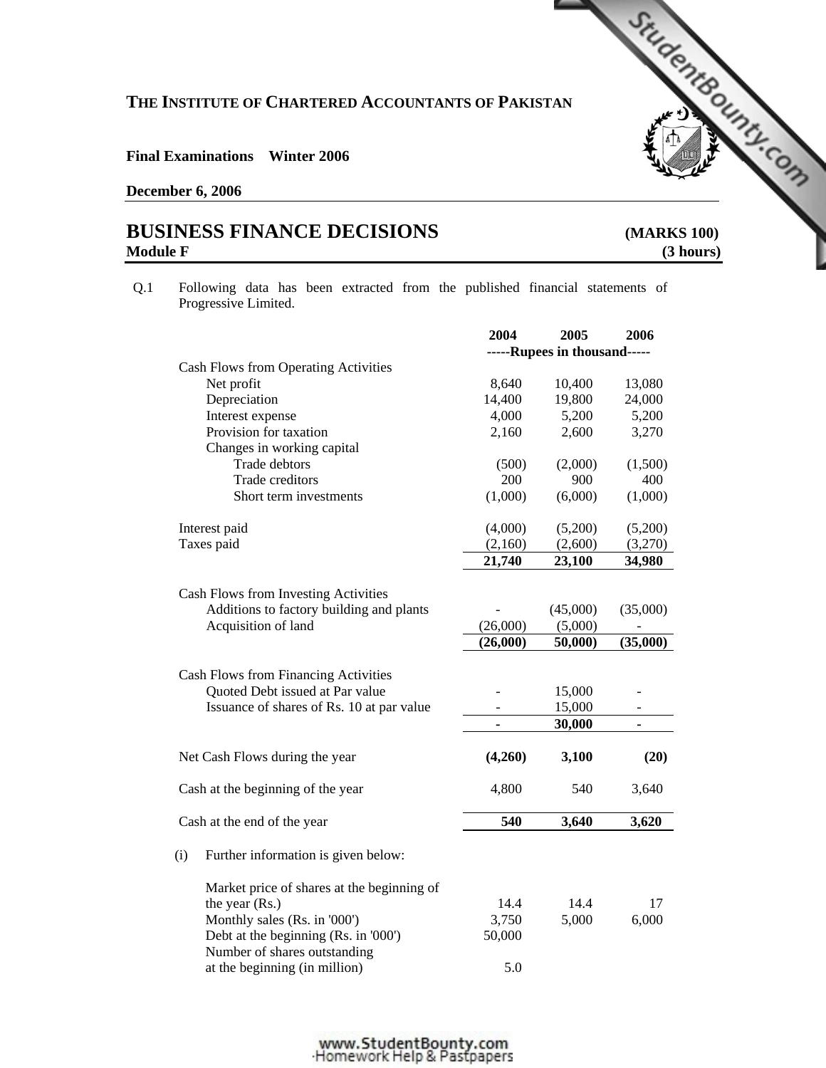**THE INSTITUTE OF CHARTERED ACCOUNTANTS OF PAKISTAN**

**Final Examinations Winter 2006**

**December 6, 2006**

# BUSINESS FINANCE DECISIONS (MARKS 100)

**Module F (3 hours)**

Q.1 Following data has been extracted from the published financial statements of Progressive Limited.

| | 2004 | 2005 | 2006 |
|---|---|---|---|
| | -----Rupees in thousand----- | | |
| Cash Flows from Operating Activities | | | |
| Net profit | 8,640 | 10,400 | 13,080 |
| Depreciation | 14,400 | 19,800 | 24,000 |
| Interest expense | 4,000 | 5,200 | 5,200 |
| Provision for taxation | 2,160 | 2,600 | 3,270 |
| Changes in working capital | | | |
| Trade debtors | (500) | (2,000) | (1,500) |
| Trade creditors | 200 | 900 | 400 |
| Short term investments | (1,000) | (6,000) | (1,000) |
| Interest paid | (4,000) | (5,200) | (5,200) |
| Taxes paid | (2,160) | (2,600) | (3,270) |
| | **21,740** | **23,100** | **34,980** |
| Cash Flows from Investing Activities | | | |
| Additions to factory building and plants | - | (45,000) | (35,000) |
| Acquisition of land | (26,000) | (5,000) | - |
| | **(26,000)** | **50,000)** | **(35,000)** |
| Cash Flows from Financing Activities | | | |
| Quoted Debt issued at Par value | - | 15,000 | - |
| Issuance of shares of Rs. 10 at par value | - | 15,000 | - |
| | **-** | **30,000** | **-** |
| Net Cash Flows during the year | **(4,260)** | **3,100** | **(20)** |
| Cash at the beginning of the year | 4,800 | 540 | 3,640 |
| Cash at the end of the year | **540** | **3,640** | **3,620** |

(i) Further information is given below:

| | 2004 | 2005 | 2006 |
|---|---|---|---|
| Market price of shares at the beginning of the year (Rs.) | 14.4 | 14.4 | 17 |
| Monthly sales (Rs. in '000') | 3,750 | 5,000 | 6,000 |
| Debt at the beginning (Rs. in '000') | 50,000 | | |
| Number of shares outstanding at the beginning (in million) | 5.0 | | |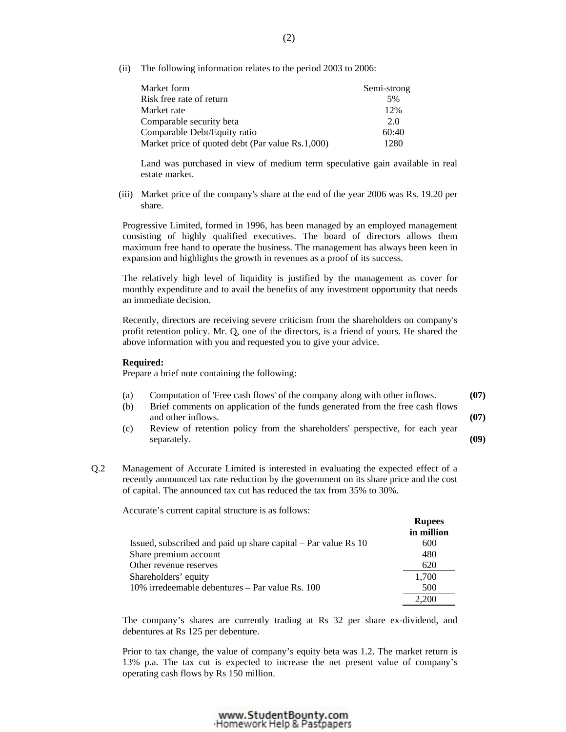(ii) The following information relates to the period 2003 to 2006:

| | |
|---|---|
| Market form | Semi-strong |
| Risk free rate of return | 5% |
| Market rate | 12% |
| Comparable security beta | 2.0 |
| Comparable Debt/Equity ratio | 60:40 |
| Market price of quoted debt (Par value Rs.1,000) | 1280 |

Land was purchased in view of medium term speculative gain available in real estate market.

(iii) Market price of the company's share at the end of the year 2006 was Rs. 19.20 per share.

Progressive Limited, formed in 1996, has been managed by an employed management consisting of highly qualified executives. The board of directors allows them maximum free hand to operate the business. The management has always been keen in expansion and highlights the growth in revenues as a proof of its success.

The relatively high level of liquidity is justified by the management as cover for monthly expenditure and to avail the benefits of any investment opportunity that needs an immediate decision.

Recently, directors are receiving severe criticism from the shareholders on company's profit retention policy. Mr. Q, one of the directors, is a friend of yours. He shared the above information with you and requested you to give your advice.

**Required:**
Prepare a brief note containing the following:

(a) Computation of 'Free cash flows' of the company along with other inflows. **(07)**

(b) Brief comments on application of the funds generated from the free cash flows and other inflows. **(07)**

(c) Review of retention policy from the shareholders' perspective, for each year separately. **(09)**

Q.2 Management of Accurate Limited is interested in evaluating the expected effect of a recently announced tax rate reduction by the government on its share price and the cost of capital. The announced tax cut has reduced the tax from 35% to 30%.

Accurate's current capital structure is as follows:

| | Rupees in million |
|---|---|
| Issued, subscribed and paid up share capital – Par value Rs 10 | 600 |
| Share premium account | 480 |
| Other revenue reserves | 620 |
| Shareholders' equity | 1,700 |
| 10% irredeemable debentures – Par value Rs. 100 | 500 |
| | 2,200 |

The company's shares are currently trading at Rs 32 per share ex-dividend, and debentures at Rs 125 per debenture.

Prior to tax change, the value of company's equity beta was 1.2. The market return is 13% p.a. The tax cut is expected to increase the net present value of company's operating cash flows by Rs 150 million.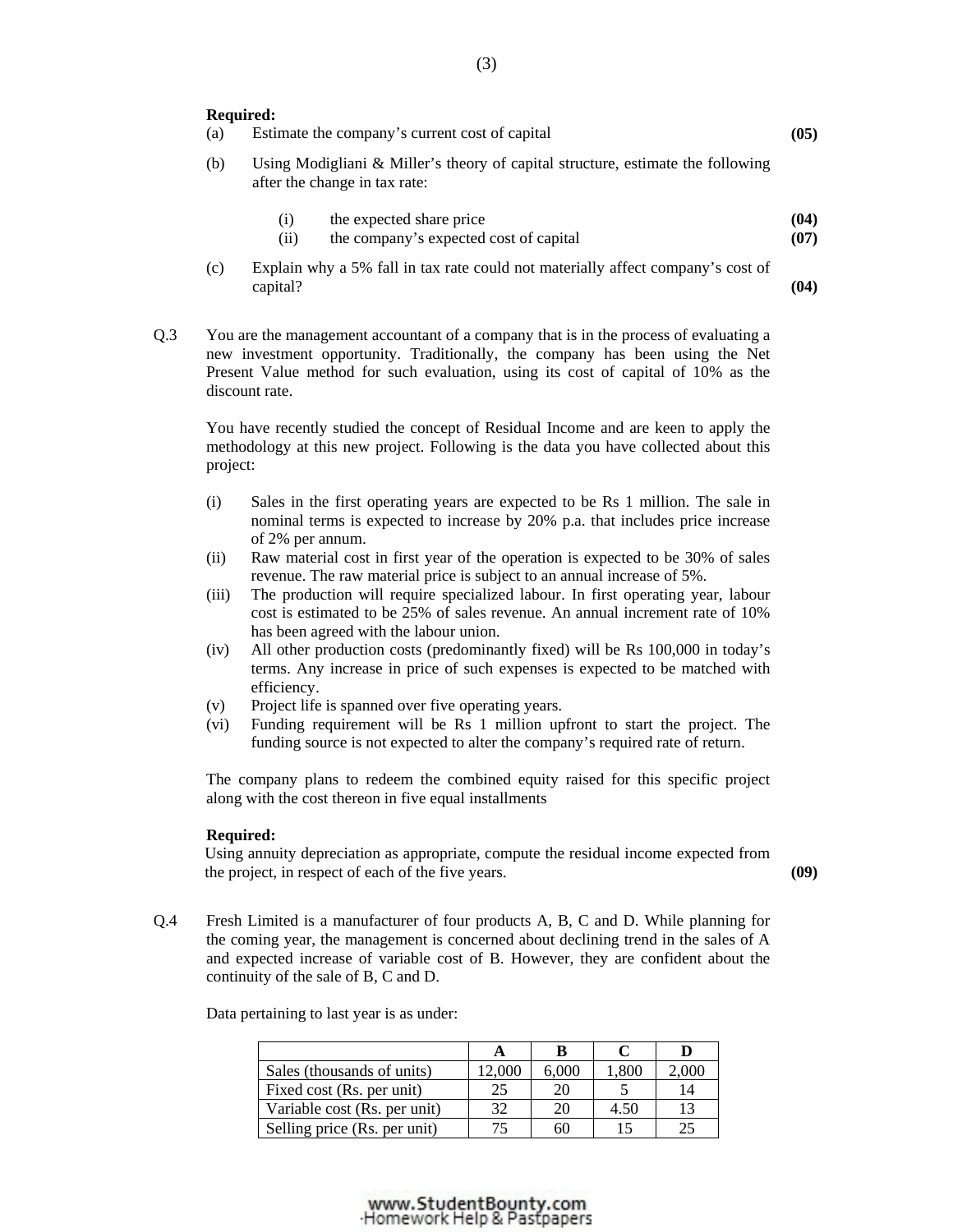**Required:**

(a) Estimate the company's current cost of capital **(05)**

(b) Using Modigliani & Miller's theory of capital structure, estimate the following after the change in tax rate:

  (i) the expected share price **(04)**
  (ii) the company's expected cost of capital **(07)**

(c) Explain why a 5% fall in tax rate could not materially affect company's cost of capital? **(04)**

Q.3 You are the management accountant of a company that is in the process of evaluating a new investment opportunity. Traditionally, the company has been using the Net Present Value method for such evaluation, using its cost of capital of 10% as the discount rate.

You have recently studied the concept of Residual Income and are keen to apply the methodology at this new project. Following is the data you have collected about this project:

(i) Sales in the first operating years are expected to be Rs 1 million. The sale in nominal terms is expected to increase by 20% p.a. that includes price increase of 2% per annum.
(ii) Raw material cost in first year of the operation is expected to be 30% of sales revenue. The raw material price is subject to an annual increase of 5%.
(iii) The production will require specialized labour. In first operating year, labour cost is estimated to be 25% of sales revenue. An annual increment rate of 10% has been agreed with the labour union.
(iv) All other production costs (predominantly fixed) will be Rs 100,000 in today's terms. Any increase in price of such expenses is expected to be matched with efficiency.
(v) Project life is spanned over five operating years.
(vi) Funding requirement will be Rs 1 million upfront to start the project. The funding source is not expected to alter the company's required rate of return.

The company plans to redeem the combined equity raised for this specific project along with the cost thereon in five equal installments

**Required:**

Using annuity depreciation as appropriate, compute the residual income expected from the project, in respect of each of the five years. **(09)**

Q.4 Fresh Limited is a manufacturer of four products A, B, C and D. While planning for the coming year, the management is concerned about declining trend in the sales of A and expected increase of variable cost of B. However, they are confident about the continuity of the sale of B, C and D.

Data pertaining to last year is as under:

| | A | B | C | D |
|---|---|---|---|---|
| Sales (thousands of units) | 12,000 | 6,000 | 1,800 | 2,000 |
| Fixed cost (Rs. per unit) | 25 | 20 | 5 | 14 |
| Variable cost (Rs. per unit) | 32 | 20 | 4.50 | 13 |
| Selling price (Rs. per unit) | 75 | 60 | 15 | 25 |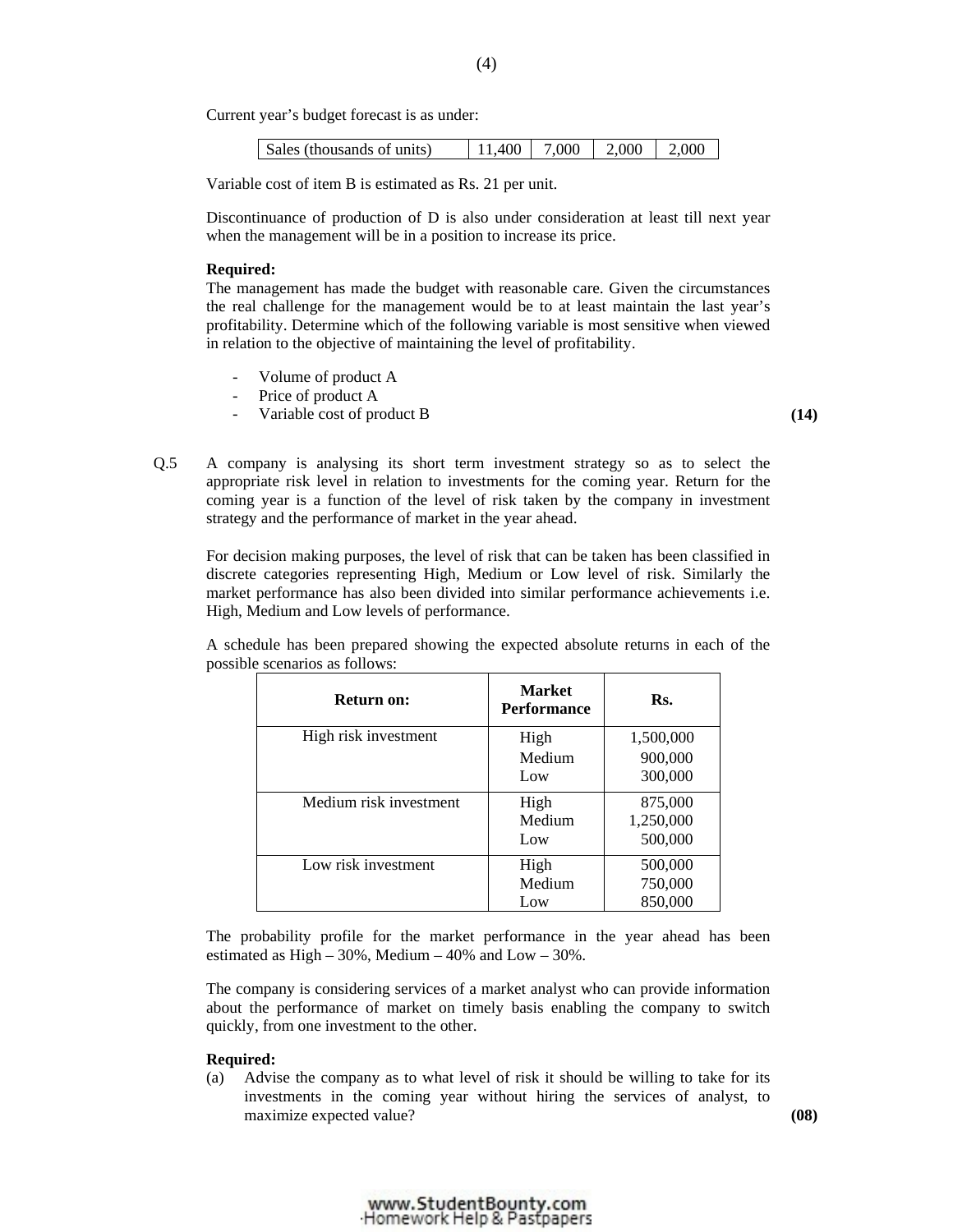Current year's budget forecast is as under:

| Sales (thousands of units) | 11,400 | 7,000 | 2,000 | 2,000 |
|---|---|---|---|---|

Variable cost of item B is estimated as Rs. 21 per unit.

Discontinuance of production of D is also under consideration at least till next year when the management will be in a position to increase its price.

**Required:**
The management has made the budget with reasonable care. Given the circumstances the real challenge for the management would be to at least maintain the last year's profitability. Determine which of the following variable is most sensitive when viewed in relation to the objective of maintaining the level of profitability.

- Volume of product A
- Price of product A
- Variable cost of product B **(14)**

Q.5 A company is analysing its short term investment strategy so as to select the appropriate risk level in relation to investments for the coming year. Return for the coming year is a function of the level of risk taken by the company in investment strategy and the performance of market in the year ahead.

For decision making purposes, the level of risk that can be taken has been classified in discrete categories representing High, Medium or Low level of risk. Similarly the market performance has also been divided into similar performance achievements i.e. High, Medium and Low levels of performance.

A schedule has been prepared showing the expected absolute returns in each of the possible scenarios as follows:

| Return on: | Market Performance | Rs. |
|---|---|---|
| High risk investment | High | 1,500,000 |
| | Medium | 900,000 |
| | Low | 300,000 |
| Medium risk investment | High | 875,000 |
| | Medium | 1,250,000 |
| | Low | 500,000 |
| Low risk investment | High | 500,000 |
| | Medium | 750,000 |
| | Low | 850,000 |

The probability profile for the market performance in the year ahead has been estimated as High – 30%, Medium – 40% and Low – 30%.

The company is considering services of a market analyst who can provide information about the performance of market on timely basis enabling the company to switch quickly, from one investment to the other.

**Required:**

(a) Advise the company as to what level of risk it should be willing to take for its investments in the coming year without hiring the services of analyst, to maximize expected value? **(08)**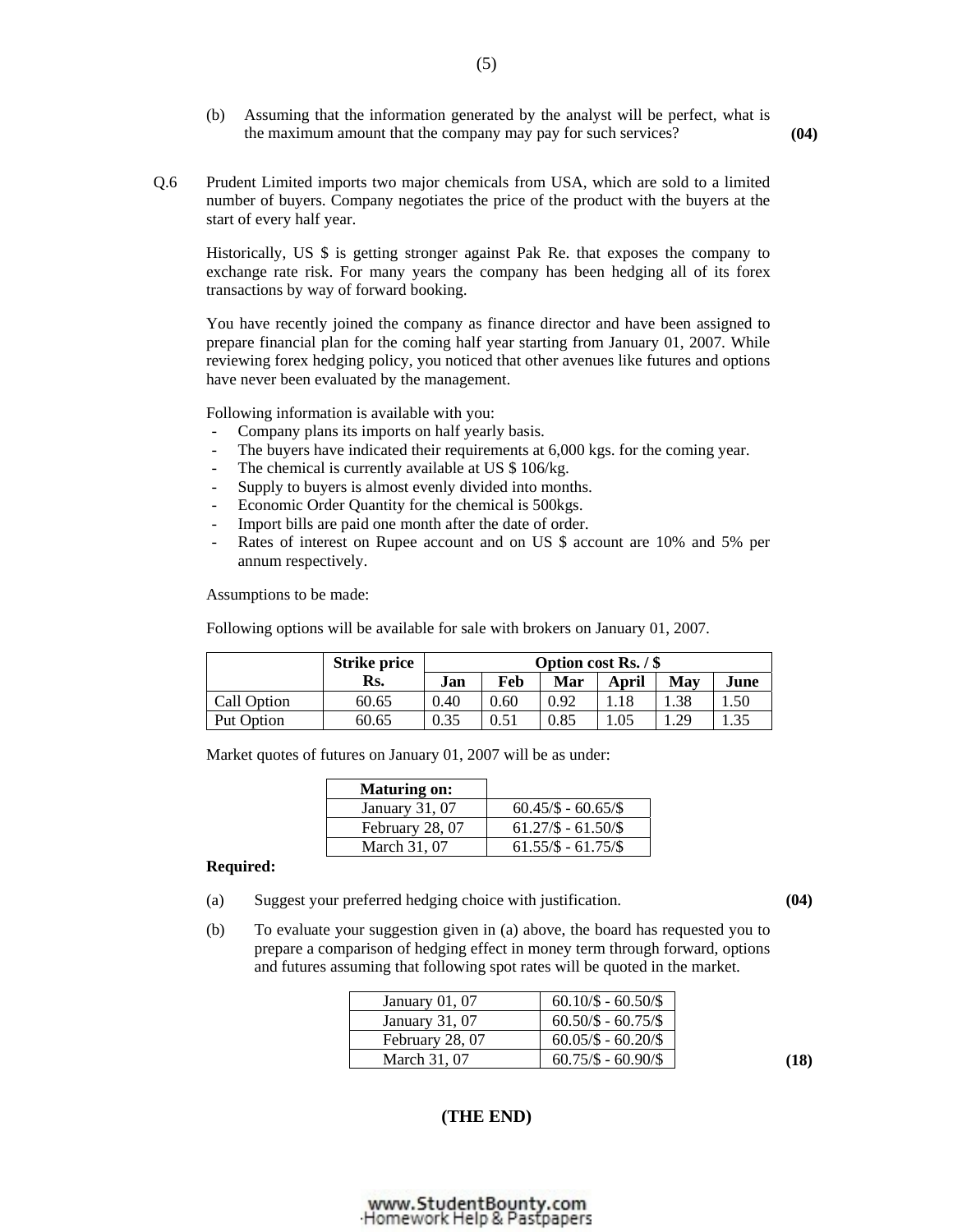(b) Assuming that the information generated by the analyst will be perfect, what is the maximum amount that the company may pay for such services? **(04)**

Q.6 Prudent Limited imports two major chemicals from USA, which are sold to a limited number of buyers. Company negotiates the price of the product with the buyers at the start of every half year.

Historically, US $ is getting stronger against Pak Re. that exposes the company to exchange rate risk. For many years the company has been hedging all of its forex transactions by way of forward booking.

You have recently joined the company as finance director and have been assigned to prepare financial plan for the coming half year starting from January 01, 2007. While reviewing forex hedging policy, you noticed that other avenues like futures and options have never been evaluated by the management.

Following information is available with you:

- Company plans its imports on half yearly basis.
- The buyers have indicated their requirements at 6,000 kgs. for the coming year.
- The chemical is currently available at US $ 106/kg.
- Supply to buyers is almost evenly divided into months.
- Economic Order Quantity for the chemical is 500kgs.
- Import bills are paid one month after the date of order.
- Rates of interest on Rupee account and on US $ account are 10% and 5% per annum respectively.

Assumptions to be made:

Following options will be available for sale with brokers on January 01, 2007.

| | Strike price Rs. | Option cost Rs. / $ | | | | | |
|---|---|---|---|---|---|---|---|
| | | Jan | Feb | Mar | April | May | June |
| Call Option | 60.65 | 0.40 | 0.60 | 0.92 | 1.18 | 1.38 | 1.50 |
| Put Option | 60.65 | 0.35 | 0.51 | 0.85 | 1.05 | 1.29 | 1.35 |

Market quotes of futures on January 01, 2007 will be as under:

| Maturing on: | |
|---|---|
| January 31, 07 | 60.45/$ - 60.65/$ |
| February 28, 07 | 61.27/$ - 61.50/$ |
| March 31, 07 | 61.55/$ - 61.75/$ |

**Required:**

(a) Suggest your preferred hedging choice with justification. **(04)**

(b) To evaluate your suggestion given in (a) above, the board has requested you to prepare a comparison of hedging effect in money term through forward, options and futures assuming that following spot rates will be quoted in the market.

| | |
|---|---|
| January 01, 07 | 60.10/$ - 60.50/$ |
| January 31, 07 | 60.50/$ - 60.75/$ |
| February 28, 07 | 60.05/$ - 60.20/$ |
| March 31, 07 | 60.75/$ - 60.90/$ |

**(18)**

**(THE END)**